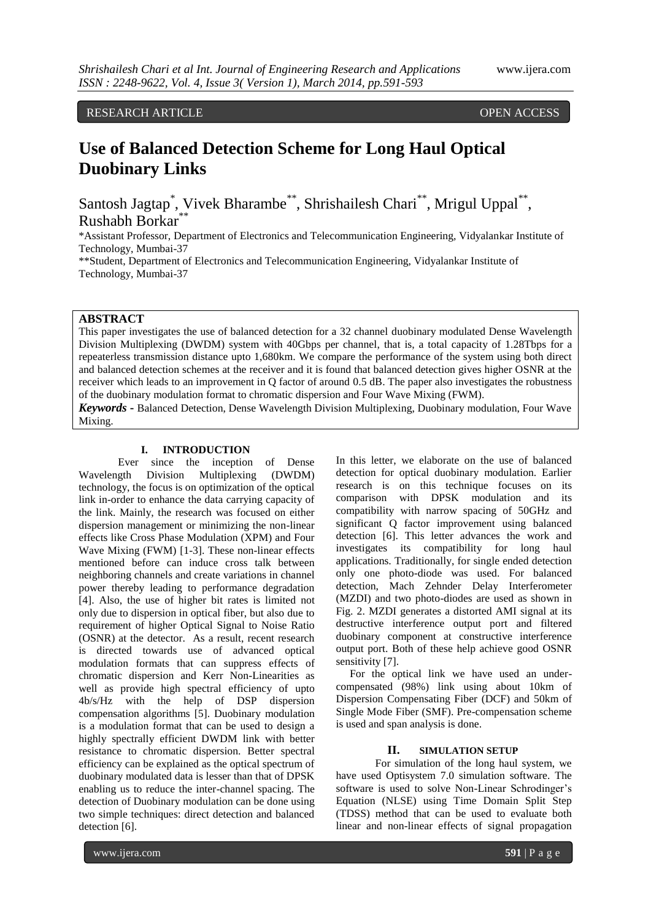RESEARCH ARTICLE OPEN ACCESS

# Use of Balanced Detection Scheme for Long Haul Optical Duobinary Links

Santosh Jagtap[*], Vivek Bharambe[**], Shrishailesh Chari[**], Mrigul Uppal[**], Rushabh Borkar[**]

*Assistant Professor, Department of Electronics and Telecommunication Engineering, Vidyalankar Institute of Technology, Mumbai-37

**Student, Department of Electronics and Telecommunication Engineering, Vidyalankar Institute of Technology, Mumbai-37

## ABSTRACT

This paper investigates the use of balanced detection for a 32 channel duobinary modulated Dense Wavelength Division Multiplexing (DWDM) system with 40Gbps per channel, that is, a total capacity of 1.28Tbps for a repeaterless transmission distance upto 1,680km. We compare the performance of the system using both direct and balanced detection schemes at the receiver and it is found that balanced detection gives higher OSNR at the receiver which leads to an improvement in Q factor of around 0.5 dB. The paper also investigates the robustness of the duobinary modulation format to chromatic dispersion and Four Wave Mixing (FWM).

***Keywords*** **-** Balanced Detection, Dense Wavelength Division Multiplexing, Duobinary modulation, Four Wave Mixing.

## I. INTRODUCTION

Ever since the inception of Dense Wavelength Division Multiplexing (DWDM) technology, the focus is on optimization of the optical link in-order to enhance the data carrying capacity of the link. Mainly, the research was focused on either dispersion management or minimizing the non-linear effects like Cross Phase Modulation (XPM) and Four Wave Mixing (FWM) [1-3]. These non-linear effects mentioned before can induce cross talk between neighboring channels and create variations in channel power thereby leading to performance degradation [4]. Also, the use of higher bit rates is limited not only due to dispersion in optical fiber, but also due to requirement of higher Optical Signal to Noise Ratio (OSNR) at the detector. As a result, recent research is directed towards use of advanced optical modulation formats that can suppress effects of chromatic dispersion and Kerr Non-Linearities as well as provide high spectral efficiency of upto 4b/s/Hz with the help of DSP dispersion compensation algorithms [5]. Duobinary modulation is a modulation format that can be used to design a highly spectrally efficient DWDM link with better resistance to chromatic dispersion. Better spectral efficiency can be explained as the optical spectrum of duobinary modulated data is lesser than that of DPSK enabling us to reduce the inter-channel spacing. The detection of Duobinary modulation can be done using two simple techniques: direct detection and balanced detection [6].

In this letter, we elaborate on the use of balanced detection for optical duobinary modulation. Earlier research is on this technique focuses on its comparison with DPSK modulation and its compatibility with narrow spacing of 50GHz and significant Q factor improvement using balanced detection [6]. This letter advances the work and investigates its compatibility for long haul applications. Traditionally, for single ended detection only one photo-diode was used. For balanced detection, Mach Zehnder Delay Interferometer (MZDI) and two photo-diodes are used as shown in Fig. 2. MZDI generates a distorted AMI signal at its destructive interference output port and filtered duobinary component at constructive interference output port. Both of these help achieve good OSNR sensitivity [7].

For the optical link we have used an under-compensated (98%) link using about 10km of Dispersion Compensating Fiber (DCF) and 50km of Single Mode Fiber (SMF). Pre-compensation scheme is used and span analysis is done.

## II. SIMULATION SETUP

For simulation of the long haul system, we have used Optisystem 7.0 simulation software. The software is used to solve Non-Linear Schrodinger's Equation (NLSE) using Time Domain Split Step (TDSS) method that can be used to evaluate both linear and non-linear effects of signal propagation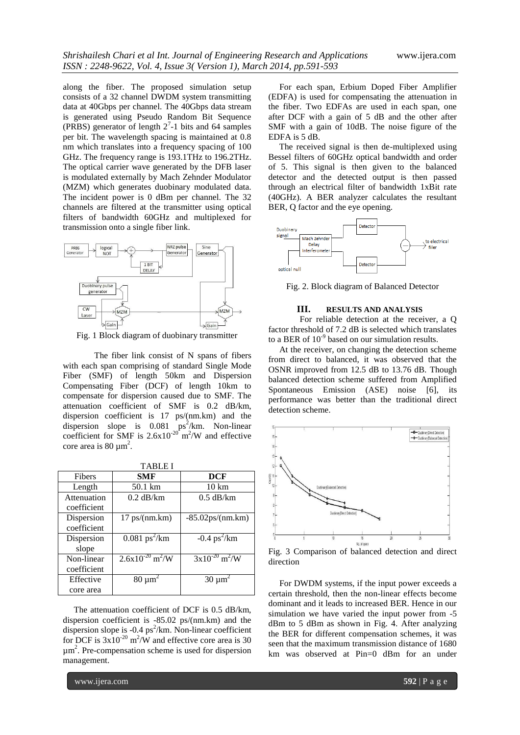along the fiber. The proposed simulation setup consists of a 32 channel DWDM system transmitting data at 40Gbps per channel. The 40Gbps data stream is generated using Pseudo Random Bit Sequence (PRBS) generator of length $2^7$-1 bits and 64 samples per bit. The wavelength spacing is maintained at 0.8 nm which translates into a frequency spacing of 100 GHz. The frequency range is 193.1THz to 196.2THz. The optical carrier wave generated by the DFB laser is modulated externally by Mach Zehnder Modulator (MZM) which generates duobinary modulated data. The incident power is 0 dBm per channel. The 32 channels are filtered at the transmitter using optical filters of bandwidth 60GHz and multiplexed for transmission onto a single fiber link.

Fig. 1 Block diagram of duobinary transmitter

The fiber link consist of N spans of fibers with each span comprising of standard Single Mode Fiber (SMF) of length 50km and Dispersion Compensating Fiber (DCF) of length 10km to compensate for dispersion caused due to SMF. The attenuation coefficient of SMF is 0.2 dB/km, dispersion coefficient is 17 ps/(nm.km) and the dispersion slope is 0.081 $ps^2$/km. Non-linear coefficient for SMF is $2.6 \times 10^{-20}$ $m^2$/W and effective core area is 80 $\mu m^2$.

TABLE I

| Fibers | SMF | DCF |
|---|---|---|
| Length | 50.1 km | 10 km |
| Attenuation coefficient | 0.2 dB/km | 0.5 dB/km |
| Dispersion coefficient | 17 ps/(nm.km) | -85.02ps/(nm.km) |
| Dispersion slope | 0.081 $ps^2$/km | -0.4 $ps^2$/km |
| Non-linear coefficient | $2.6 \times 10^{-20}$ $m^2$/W | $3 \times 10^{-20}$ $m^2$/W |
| Effective core area | 80 $\mu m^2$ | 30 $\mu m^2$ |

The attenuation coefficient of DCF is 0.5 dB/km, dispersion coefficient is -85.02 ps/(nm.km) and the dispersion slope is -0.4 $ps^2$/km. Non-linear coefficient for DCF is $3 \times 10^{-20}$ $m^2$/W and effective core area is 30 $\mu m^2$. Pre-compensation scheme is used for dispersion management.

For each span, Erbium Doped Fiber Amplifier (EDFA) is used for compensating the attenuation in the fiber. Two EDFAs are used in each span, one after DCF with a gain of 5 dB and the other after SMF with a gain of 10dB. The noise figure of the EDFA is 5 dB.

The received signal is then de-multiplexed using Bessel filters of 60GHz optical bandwidth and order of 5. This signal is then given to the balanced detector and the detected output is then passed through an electrical filter of bandwidth 1xBit rate (40GHz). A BER analyzer calculates the resultant BER, Q factor and the eye opening.

Fig. 2. Block diagram of Balanced Detector

## III. RESULTS AND ANALYSIS

For reliable detection at the receiver, a Q factor threshold of 7.2 dB is selected which translates to a BER of $10^{-9}$ based on our simulation results.

At the receiver, on changing the detection scheme from direct to balanced, it was observed that the OSNR improved from 12.5 dB to 13.76 dB. Though balanced detection scheme suffered from Amplified Spontaneous Emission (ASE) noise [6], its performance was better than the traditional direct detection scheme.

Fig. 3 Comparison of balanced detection and direct direction

For DWDM systems, if the input power exceeds a certain threshold, then the non-linear effects become dominant and it leads to increased BER. Hence in our simulation we have varied the input power from -5 dBm to 5 dBm as shown in Fig. 4. After analyzing the BER for different compensation schemes, it was seen that the maximum transmission distance of 1680 km was observed at Pin=0 dBm for an under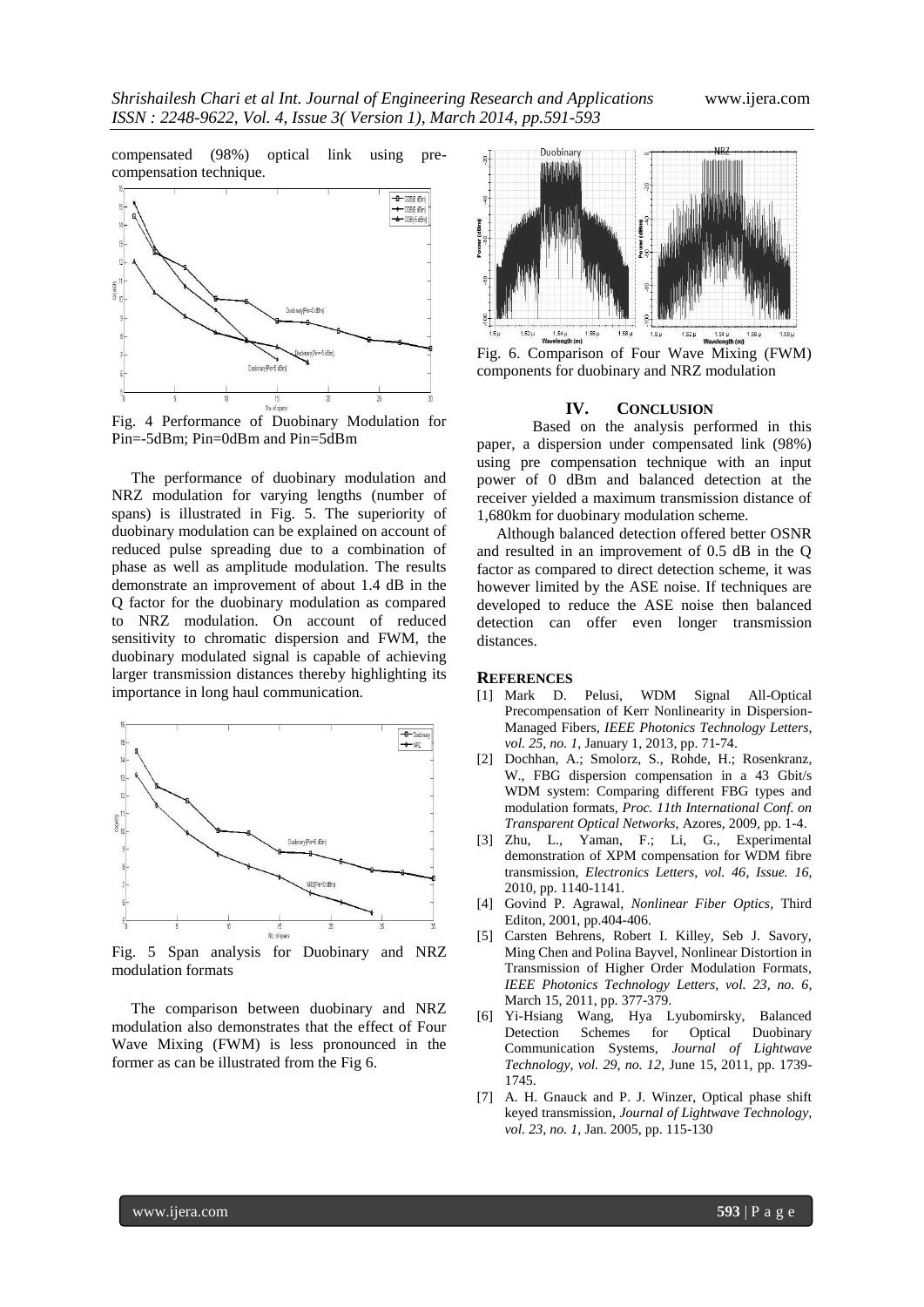compensated (98%) optical link using pre-compensation technique.

ODB(0 dBm)
ODB(5 dBm)
ODB(-5 dBm)
Q(dB)
No. of spans
Duobinary(Pin=0 dBm)
Duobinary(Pin=-5 dBm)
Duobinary(Pin=5 dBm)

Fig. 4 Performance of Duobinary Modulation for Pin=-5dBm; Pin=0dBm and Pin=5dBm

The performance of duobinary modulation and NRZ modulation for varying lengths (number of spans) is illustrated in Fig. 5. The superiority of duobinary modulation can be explained on account of reduced pulse spreading due to a combination of phase as well as amplitude modulation. The results demonstrate an improvement of about 1.4 dB in the Q factor for the duobinary modulation as compared to NRZ modulation. On account of reduced sensitivity to chromatic dispersion and FWM, the duobinary modulated signal is capable of achieving larger transmission distances thereby highlighting its importance in long haul communication.

Duobinary
NRZ
Q(dB)
No. of spans
Duobinary(Pin=0 dBm)
NRZ(Pin=0 dBm)

Fig. 5 Span analysis for Duobinary and NRZ modulation formats

The comparison between duobinary and NRZ modulation also demonstrates that the effect of Four Wave Mixing (FWM) is less pronounced in the former as can be illustrated from the Fig 6.

Duobinary
NRZ
Power (dBm)
Wavelength (m)

Fig. 6. Comparison of Four Wave Mixing (FWM) components for duobinary and NRZ modulation

## IV. Conclusion

Based on the analysis performed in this paper, a dispersion under compensated link (98%) using pre compensation technique with an input power of 0 dBm and balanced detection at the receiver yielded a maximum transmission distance of 1,680km for duobinary modulation scheme.

Although balanced detection offered better OSNR and resulted in an improvement of 0.5 dB in the Q factor as compared to direct detection scheme, it was however limited by the ASE noise. If techniques are developed to reduce the ASE noise then balanced detection can offer even longer transmission distances.

## References

[1] Mark D. Pelusi, WDM Signal All-Optical Precompensation of Kerr Nonlinearity in Dispersion-Managed Fibers, *IEEE Photonics Technology Letters, vol. 25, no. 1,* January 1, 2013, pp. 71-74.

[2] Dochhan, A.; Smolorz, S., Rohde, H.; Rosenkranz, W., FBG dispersion compensation in a 43 Gbit/s WDM system: Comparing different FBG types and modulation formats, *Proc. 11th International Conf. on Transparent Optical Networks,* Azores, 2009, pp. 1-4.

[3] Zhu, L., Yaman, F.; Li, G., Experimental demonstration of XPM compensation for WDM fibre transmission, *Electronics Letters, vol. 46, Issue. 16,* 2010, pp. 1140-1141.

[4] Govind P. Agrawal, *Nonlinear Fiber Optics,* Third Editon, 2001, pp.404-406.

[5] Carsten Behrens, Robert I. Killey, Seb J. Savory, Ming Chen and Polina Bayvel, Nonlinear Distortion in Transmission of Higher Order Modulation Formats, *IEEE Photonics Technology Letters, vol. 23, no. 6,* March 15, 2011, pp. 377-379.

[6] Yi-Hsiang Wang, Hya Lyubomirsky, Balanced Detection Schemes for Optical Duobinary Communication Systems, *Journal of Lightwave Technology, vol. 29, no. 12,* June 15, 2011, pp. 1739-1745.

[7] A. H. Gnauck and P. J. Winzer, Optical phase shift keyed transmission, *Journal of Lightwave Technology, vol. 23, no. 1,* Jan. 2005, pp. 115-130